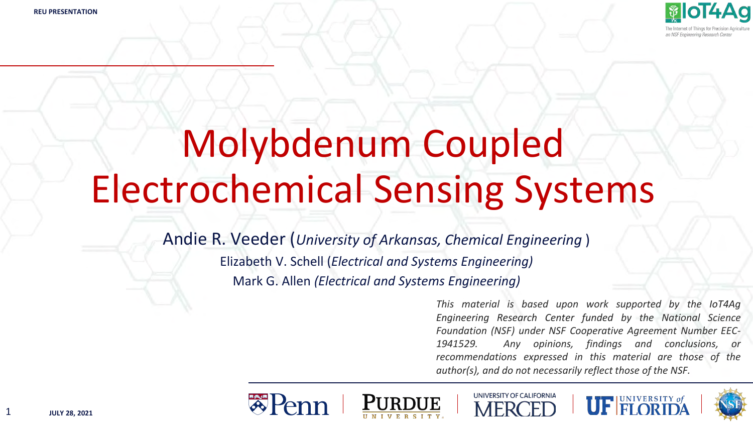REU PRESENTATION

# Molybdenum Coupled Electrochemical Sensing Systems

Andie R. Veeder (*University of Arkansas, Chemical Engineering* )

Elizabeth V. Schell (*Electrical and Systems Engineering)*

Mark G. Allen *(Electrical and Systems Engineering)*

*This material is based upon work supported by the IoT4Ag Engineering Research Center funded by the National Science Foundation (NSF) under NSF Cooperative Agreement Number EEC-1941529. Any opinions, findings and conclusions, or recommendations expressed in this material are those of the author(s), and do not necessarily reflect those of the NSF.*

JULY 28, 2021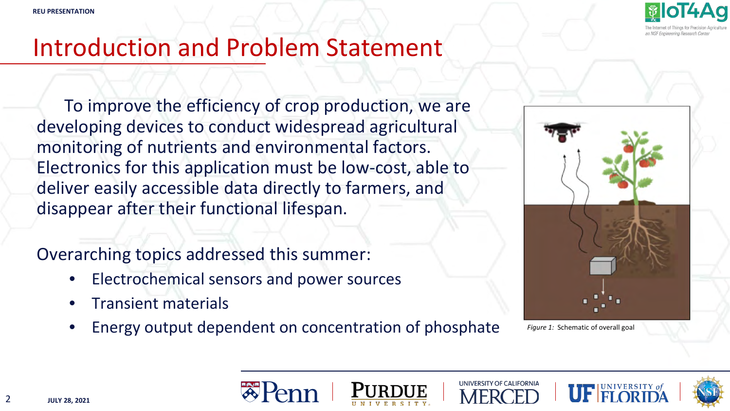# Introduction and Problem Statement

To improve the efficiency of crop production, we are developing devices to conduct widespread agricultural monitoring of nutrients and environmental factors. Electronics for this application must be low-cost, able to deliver easily accessible data directly to farmers, and disappear after their functional lifespan.

Overarching topics addressed this summer:

- Electrochemical sensors and power sources
- Transient materials
- Energy output dependent on concentration of phosphate

*Figure 1:* Schematic of overall goal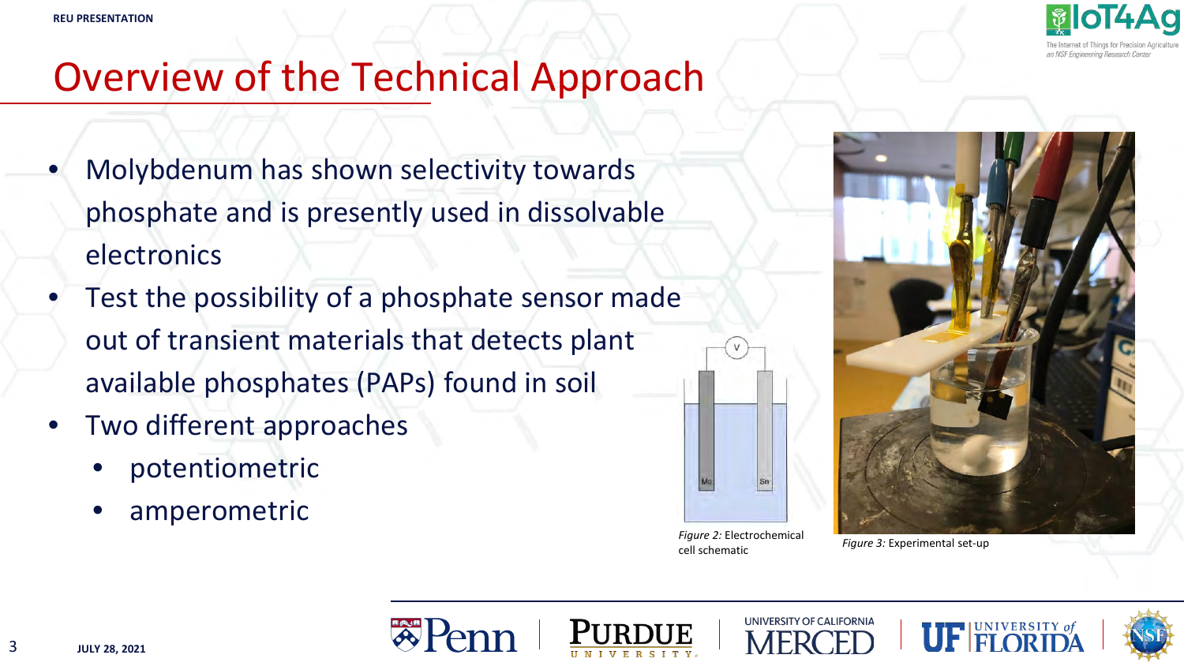# Overview of the Technical Approach

- Molybdenum has shown selectivity towards phosphate and is presently used in dissolvable electronics
- Test the possibility of a phosphate sensor made out of transient materials that detects plant available phosphates (PAPs) found in soil
- Two different approaches
  - potentiometric
  - amperometric

*Figure 2:* Electrochemical cell schematic

*Figure 3:* Experimental set-up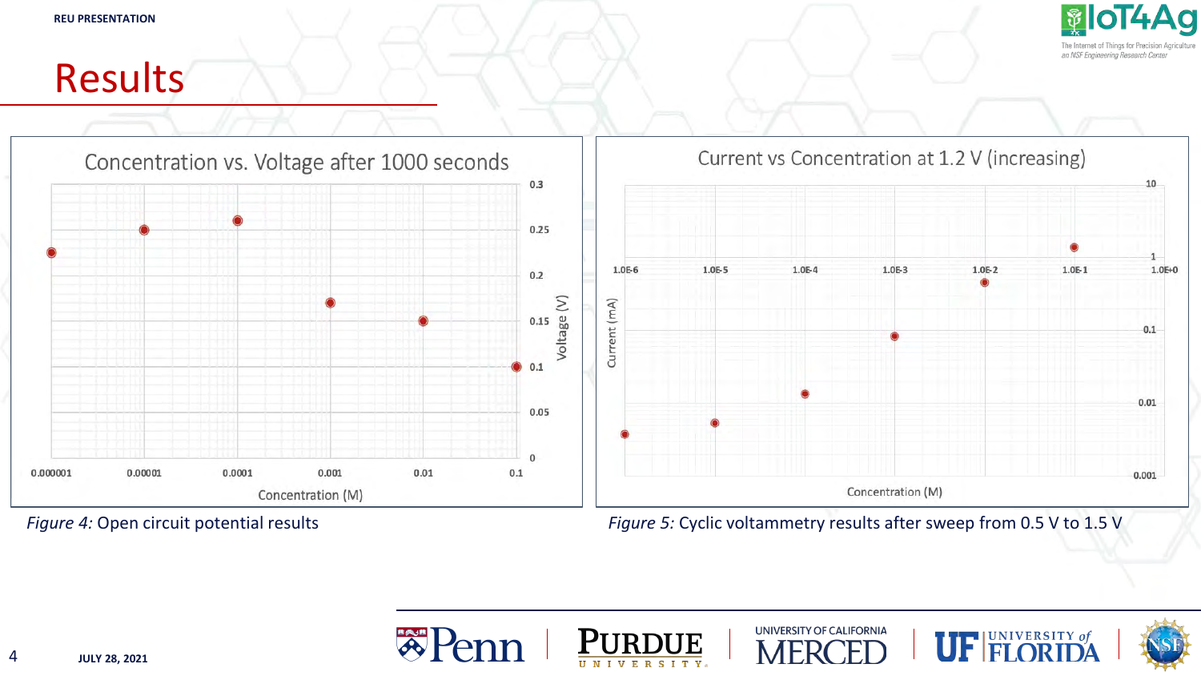# Results

Figure 4: Open circuit potential results

Figure 5: Cyclic voltammetry results after sweep from 0.5 V to 1.5 V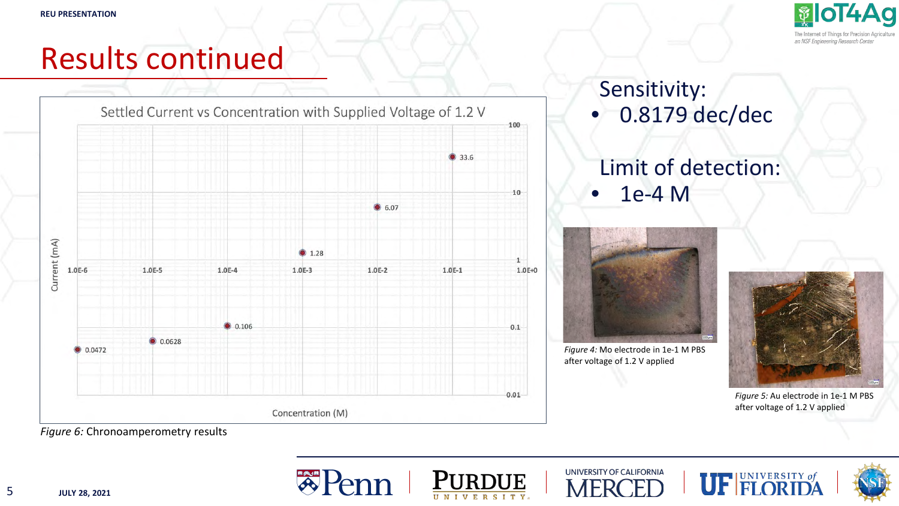# Results continued

Settled Current vs Concentration with Supplied Voltage of 1.2 V

| Concentration (M) | Current (mA) |
| --- | --- |
| 1.0E-6 | 0.0472 |
| 1.0E-5 | 0.0628 |
| 1.0E-4 | 0.106 |
| 1.0E-3 | 1.28 |
| 1.0E-2 | 6.07 |
| 1.0E-1 | 33.6 |

*Figure 6:* Chronoamperometry results

Sensitivity:

- 0.8179 dec/dec

Limit of detection:

- 1e-4 M

*Figure 4:* Mo electrode in 1e-1 M PBS after voltage of 1.2 V applied

*Figure 5:* Au electrode in 1e-1 M PBS after voltage of 1.2 V applied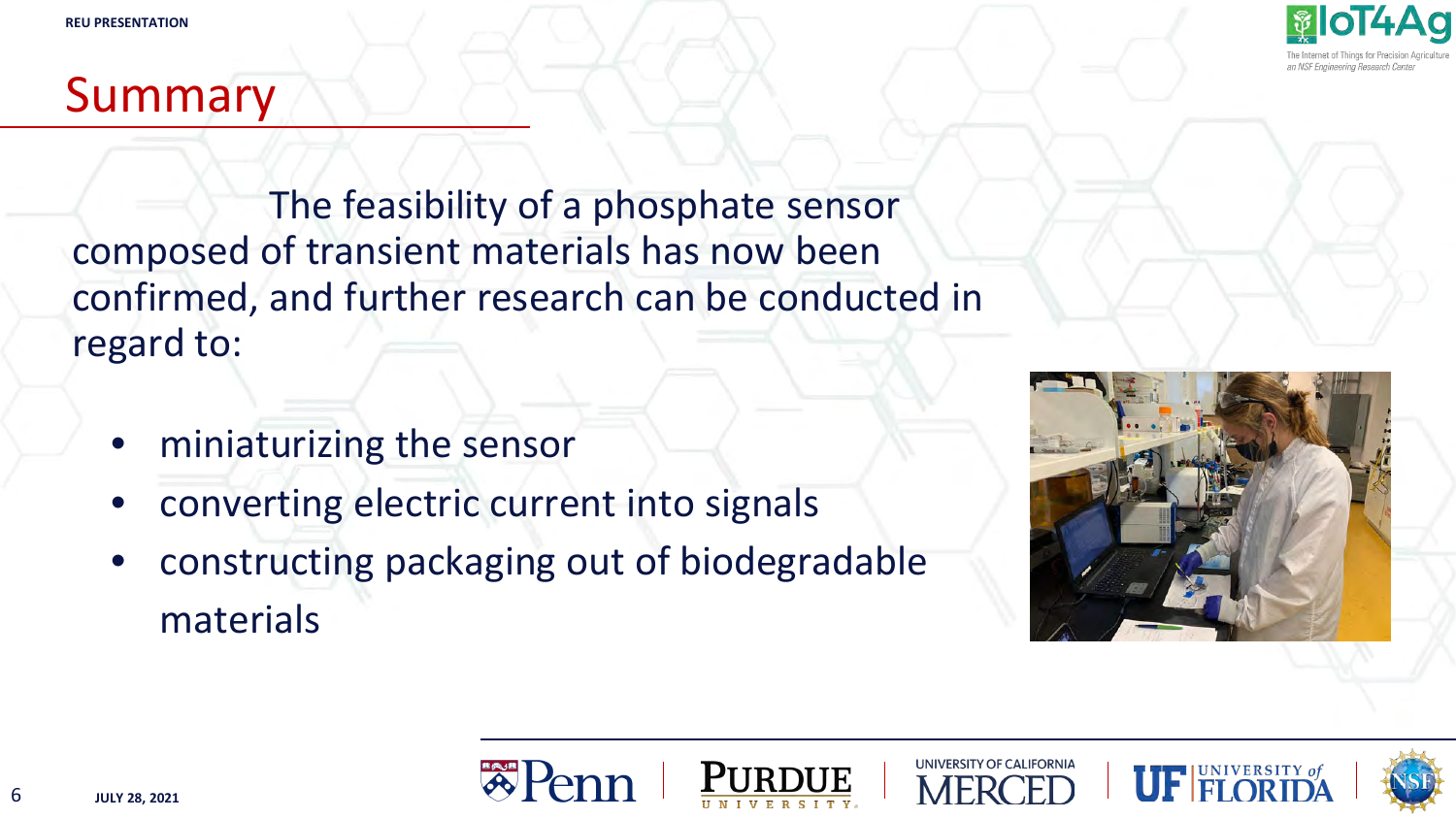# Summary

The feasibility of a phosphate sensor composed of transient materials has now been confirmed, and further research can be conducted in regard to:

- miniaturizing the sensor
- converting electric current into signals
- constructing packaging out of biodegradable materials